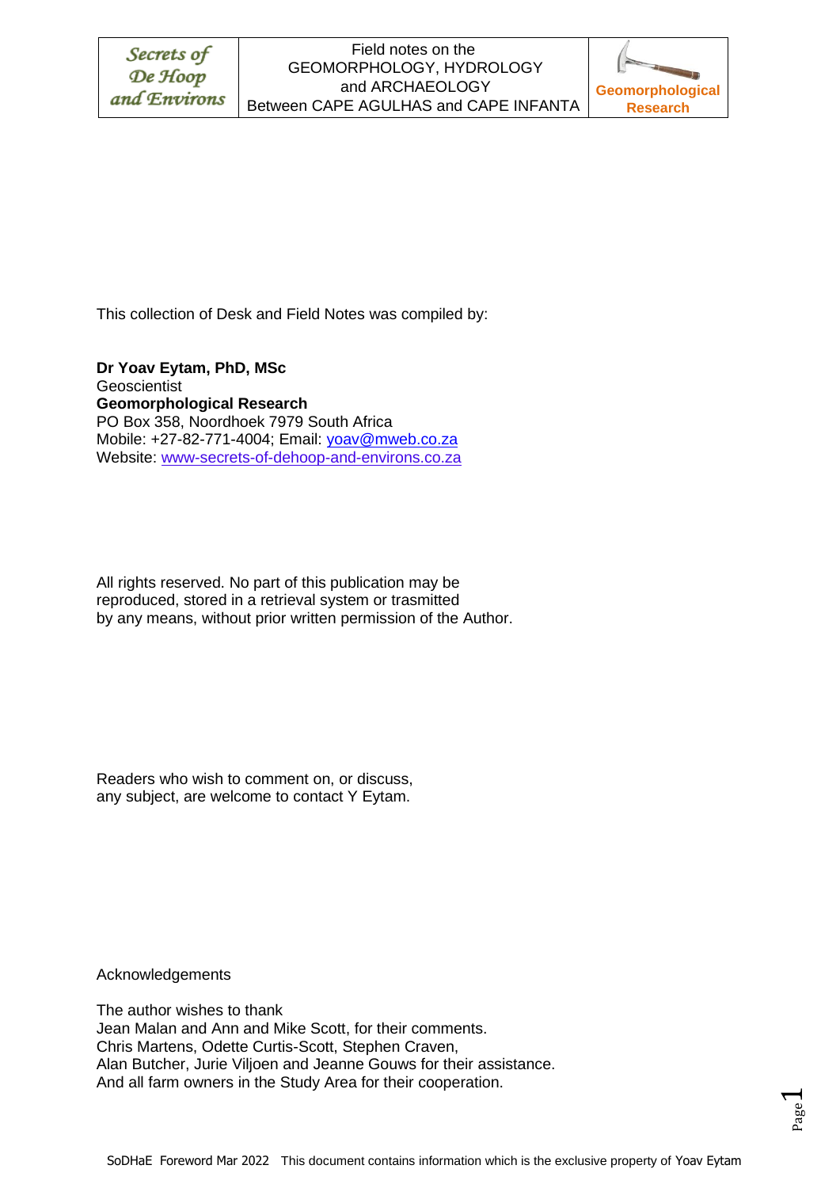This collection of Desk and Field Notes was compiled by:

**Dr Yoav Eytam, PhD, MSc**
Geoscientist
**Geomorphological Research**
PO Box 358, Noordhoek 7979 South Africa
Mobile: +27-82-771-4004; Email: yoav@mweb.co.za
Website: www-secrets-of-dehoop-and-environs.co.za

All rights reserved. No part of this publication may be reproduced, stored in a retrieval system or trasmitted by any means, without prior written permission of the Author.

Readers who wish to comment on, or discuss, any subject, are welcome to contact Y Eytam.

Acknowledgements

The author wishes to thank
Jean Malan and Ann and Mike Scott, for their comments.
Chris Martens, Odette Curtis-Scott, Stephen Craven,
Alan Butcher, Jurie Viljoen and Jeanne Gouws for their assistance.
And all farm owners in the Study Area for their cooperation.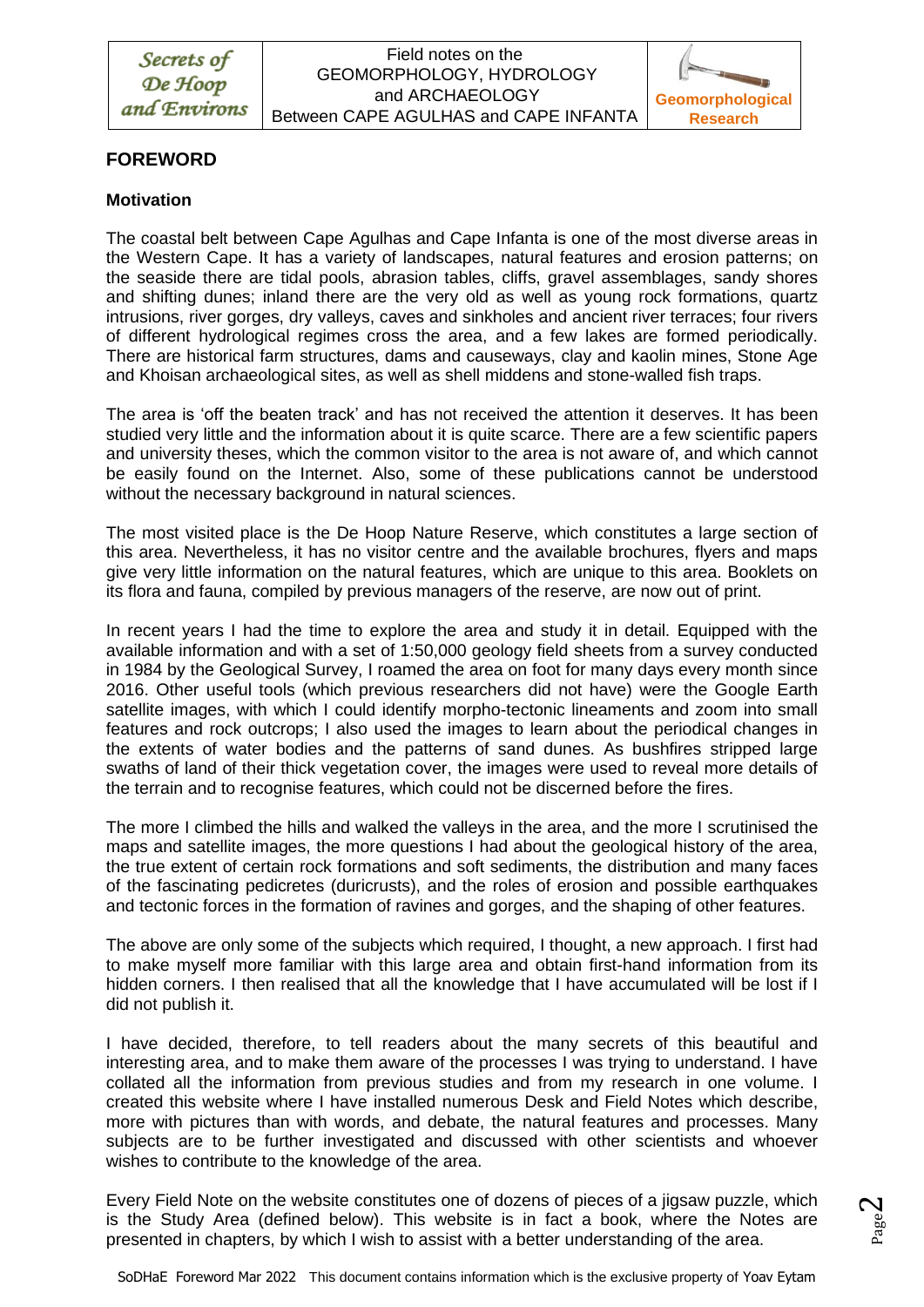## FOREWORD

### Motivation

The coastal belt between Cape Agulhas and Cape Infanta is one of the most diverse areas in the Western Cape. It has a variety of landscapes, natural features and erosion patterns; on the seaside there are tidal pools, abrasion tables, cliffs, gravel assemblages, sandy shores and shifting dunes; inland there are the very old as well as young rock formations, quartz intrusions, river gorges, dry valleys, caves and sinkholes and ancient river terraces; four rivers of different hydrological regimes cross the area, and a few lakes are formed periodically. There are historical farm structures, dams and causeways, clay and kaolin mines, Stone Age and Khoisan archaeological sites, as well as shell middens and stone-walled fish traps.

The area is 'off the beaten track' and has not received the attention it deserves. It has been studied very little and the information about it is quite scarce. There are a few scientific papers and university theses, which the common visitor to the area is not aware of, and which cannot be easily found on the Internet. Also, some of these publications cannot be understood without the necessary background in natural sciences.

The most visited place is the De Hoop Nature Reserve, which constitutes a large section of this area. Nevertheless, it has no visitor centre and the available brochures, flyers and maps give very little information on the natural features, which are unique to this area. Booklets on its flora and fauna, compiled by previous managers of the reserve, are now out of print.

In recent years I had the time to explore the area and study it in detail. Equipped with the available information and with a set of 1:50,000 geology field sheets from a survey conducted in 1984 by the Geological Survey, I roamed the area on foot for many days every month since 2016. Other useful tools (which previous researchers did not have) were the Google Earth satellite images, with which I could identify morpho-tectonic lineaments and zoom into small features and rock outcrops; I also used the images to learn about the periodical changes in the extents of water bodies and the patterns of sand dunes. As bushfires stripped large swaths of land of their thick vegetation cover, the images were used to reveal more details of the terrain and to recognise features, which could not be discerned before the fires.

The more I climbed the hills and walked the valleys in the area, and the more I scrutinised the maps and satellite images, the more questions I had about the geological history of the area, the true extent of certain rock formations and soft sediments, the distribution and many faces of the fascinating pedicretes (duricrusts), and the roles of erosion and possible earthquakes and tectonic forces in the formation of ravines and gorges, and the shaping of other features.

The above are only some of the subjects which required, I thought, a new approach. I first had to make myself more familiar with this large area and obtain first-hand information from its hidden corners. I then realised that all the knowledge that I have accumulated will be lost if I did not publish it.

I have decided, therefore, to tell readers about the many secrets of this beautiful and interesting area, and to make them aware of the processes I was trying to understand. I have collated all the information from previous studies and from my research in one volume. I created this website where I have installed numerous Desk and Field Notes which describe, more with pictures than with words, and debate, the natural features and processes. Many subjects are to be further investigated and discussed with other scientists and whoever wishes to contribute to the knowledge of the area.

Every Field Note on the website constitutes one of dozens of pieces of a jigsaw puzzle, which is the Study Area (defined below). This website is in fact a book, where the Notes are presented in chapters, by which I wish to assist with a better understanding of the area.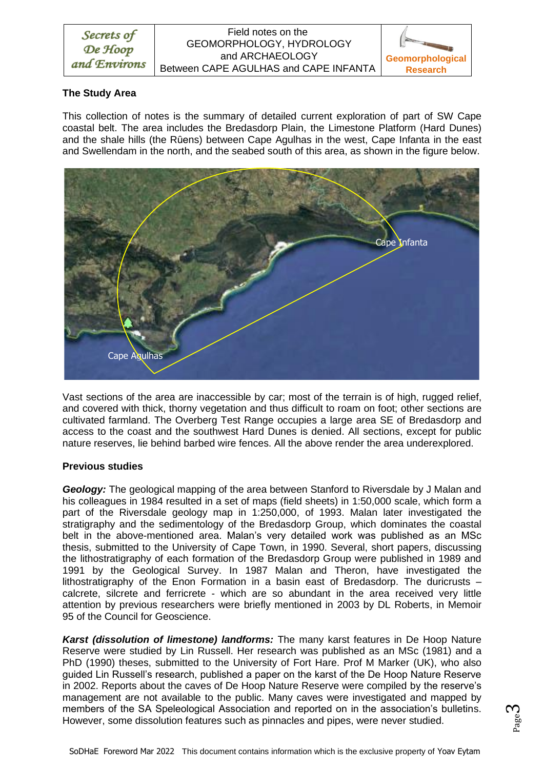## The Study Area

This collection of notes is the summary of detailed current exploration of part of SW Cape coastal belt. The area includes the Bredasdorp Plain, the Limestone Platform (Hard Dunes) and the shale hills (the Rûens) between Cape Agulhas in the west, Cape Infanta in the east and Swellendam in the north, and the seabed south of this area, as shown in the figure below.

Vast sections of the area are inaccessible by car; most of the terrain is of high, rugged relief, and covered with thick, thorny vegetation and thus difficult to roam on foot; other sections are cultivated farmland. The Overberg Test Range occupies a large area SE of Bredasdorp and access to the coast and the southwest Hard Dunes is denied. All sections, except for public nature reserves, lie behind barbed wire fences. All the above render the area underexplored.

## Previous studies

***Geology:*** The geological mapping of the area between Stanford to Riversdale by J Malan and his colleagues in 1984 resulted in a set of maps (field sheets) in 1:50,000 scale, which form a part of the Riversdale geology map in 1:250,000, of 1993. Malan later investigated the stratigraphy and the sedimentology of the Bredasdorp Group, which dominates the coastal belt in the above-mentioned area. Malan's very detailed work was published as an MSc thesis, submitted to the University of Cape Town, in 1990. Several, short papers, discussing the lithostratigraphy of each formation of the Bredasdorp Group were published in 1989 and 1991 by the Geological Survey. In 1987 Malan and Theron, have investigated the lithostratigraphy of the Enon Formation in a basin east of Bredasdorp. The duricrusts – calcrete, silcrete and ferricrete - which are so abundant in the area received very little attention by previous researchers were briefly mentioned in 2003 by DL Roberts, in Memoir 95 of the Council for Geoscience.

***Karst (dissolution of limestone) landforms:*** The many karst features in De Hoop Nature Reserve were studied by Lin Russell. Her research was published as an MSc (1981) and a PhD (1990) theses, submitted to the University of Fort Hare. Prof M Marker (UK), who also guided Lin Russell's research, published a paper on the karst of the De Hoop Nature Reserve in 2002. Reports about the caves of De Hoop Nature Reserve were compiled by the reserve's management are not available to the public. Many caves were investigated and mapped by members of the SA Speleological Association and reported on in the association's bulletins. However, some dissolution features such as pinnacles and pipes, were never studied.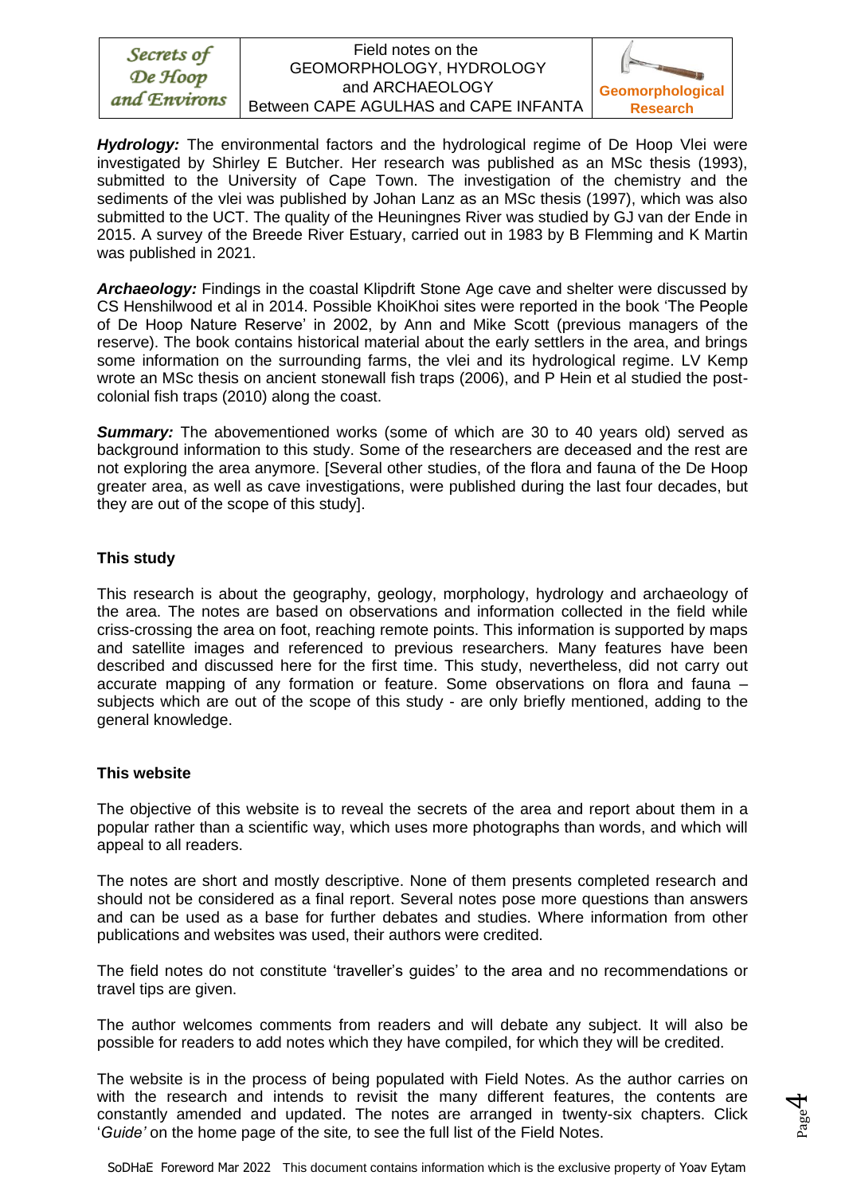***Hydrology:*** The environmental factors and the hydrological regime of De Hoop Vlei were investigated by Shirley E Butcher. Her research was published as an MSc thesis (1993), submitted to the University of Cape Town. The investigation of the chemistry and the sediments of the vlei was published by Johan Lanz as an MSc thesis (1997), which was also submitted to the UCT. The quality of the Heuningnes River was studied by GJ van der Ende in 2015. A survey of the Breede River Estuary, carried out in 1983 by B Flemming and K Martin was published in 2021.

***Archaeology:*** Findings in the coastal Klipdrift Stone Age cave and shelter were discussed by CS Henshilwood et al in 2014. Possible KhoiKhoi sites were reported in the book 'The People of De Hoop Nature Reserve' in 2002, by Ann and Mike Scott (previous managers of the reserve). The book contains historical material about the early settlers in the area, and brings some information on the surrounding farms, the vlei and its hydrological regime. LV Kemp wrote an MSc thesis on ancient stonewall fish traps (2006), and P Hein et al studied the post-colonial fish traps (2010) along the coast.

***Summary:*** The abovementioned works (some of which are 30 to 40 years old) served as background information to this study. Some of the researchers are deceased and the rest are not exploring the area anymore. [Several other studies, of the flora and fauna of the De Hoop greater area, as well as cave investigations, were published during the last four decades, but they are out of the scope of this study].

## This study

This research is about the geography, geology, morphology, hydrology and archaeology of the area. The notes are based on observations and information collected in the field while criss-crossing the area on foot, reaching remote points. This information is supported by maps and satellite images and referenced to previous researchers. Many features have been described and discussed here for the first time. This study, nevertheless, did not carry out accurate mapping of any formation or feature. Some observations on flora and fauna – subjects which are out of the scope of this study - are only briefly mentioned, adding to the general knowledge.

## This website

The objective of this website is to reveal the secrets of the area and report about them in a popular rather than a scientific way, which uses more photographs than words, and which will appeal to all readers.

The notes are short and mostly descriptive. None of them presents completed research and should not be considered as a final report. Several notes pose more questions than answers and can be used as a base for further debates and studies. Where information from other publications and websites was used, their authors were credited.

The field notes do not constitute 'traveller's guides' to the area and no recommendations or travel tips are given.

The author welcomes comments from readers and will debate any subject. It will also be possible for readers to add notes which they have compiled, for which they will be credited.

The website is in the process of being populated with Field Notes. As the author carries on with the research and intends to revisit the many different features, the contents are constantly amended and updated. The notes are arranged in twenty-six chapters. Click '*Guide'* on the home page of the site, to see the full list of the Field Notes.